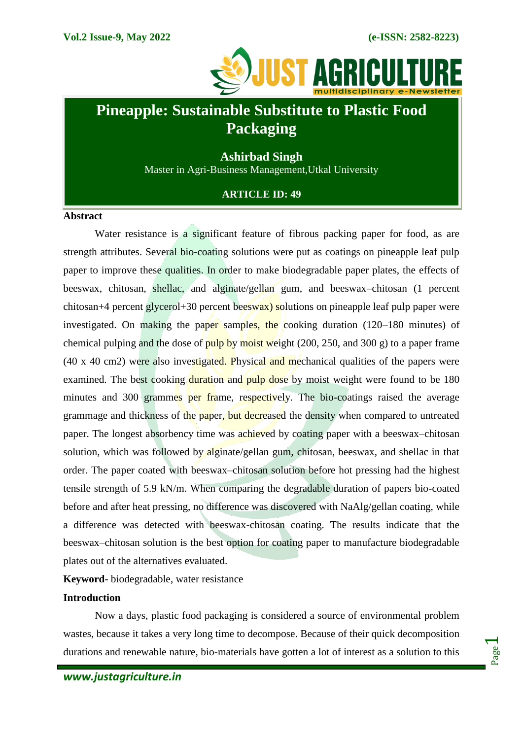# Pineapple: Sustainable Substitute to Plastic Food Packaging

**Ashirbad Singh**

Master in Agri-Business Management,Utkal University

**ARTICLE ID: 49**

## Abstract

Water resistance is a significant feature of fibrous packing paper for food, as are strength attributes. Several bio-coating solutions were put as coatings on pineapple leaf pulp paper to improve these qualities. In order to make biodegradable paper plates, the effects of beeswax, chitosan, shellac, and alginate/gellan gum, and beeswax–chitosan (1 percent chitosan+4 percent glycerol+30 percent beeswax) solutions on pineapple leaf pulp paper were investigated. On making the paper samples, the cooking duration (120–180 minutes) of chemical pulping and the dose of pulp by moist weight (200, 250, and 300 g) to a paper frame (40 x 40 cm2) were also investigated. Physical and mechanical qualities of the papers were examined. The best cooking duration and pulp dose by moist weight were found to be 180 minutes and 300 grammes per frame, respectively. The bio-coatings raised the average grammage and thickness of the paper, but decreased the density when compared to untreated paper. The longest absorbency time was achieved by coating paper with a beeswax–chitosan solution, which was followed by alginate/gellan gum, chitosan, beeswax, and shellac in that order. The paper coated with beeswax–chitosan solution before hot pressing had the highest tensile strength of 5.9 kN/m. When comparing the degradable duration of papers bio-coated before and after heat pressing, no difference was discovered with NaAlg/gellan coating, while a difference was detected with beeswax-chitosan coating. The results indicate that the beeswax–chitosan solution is the best option for coating paper to manufacture biodegradable plates out of the alternatives evaluated.

**Keyword-** biodegradable, water resistance

## Introduction

Now a days, plastic food packaging is considered a source of environmental problem wastes, because it takes a very long time to decompose. Because of their quick decomposition durations and renewable nature, bio-materials have gotten a lot of interest as a solution to this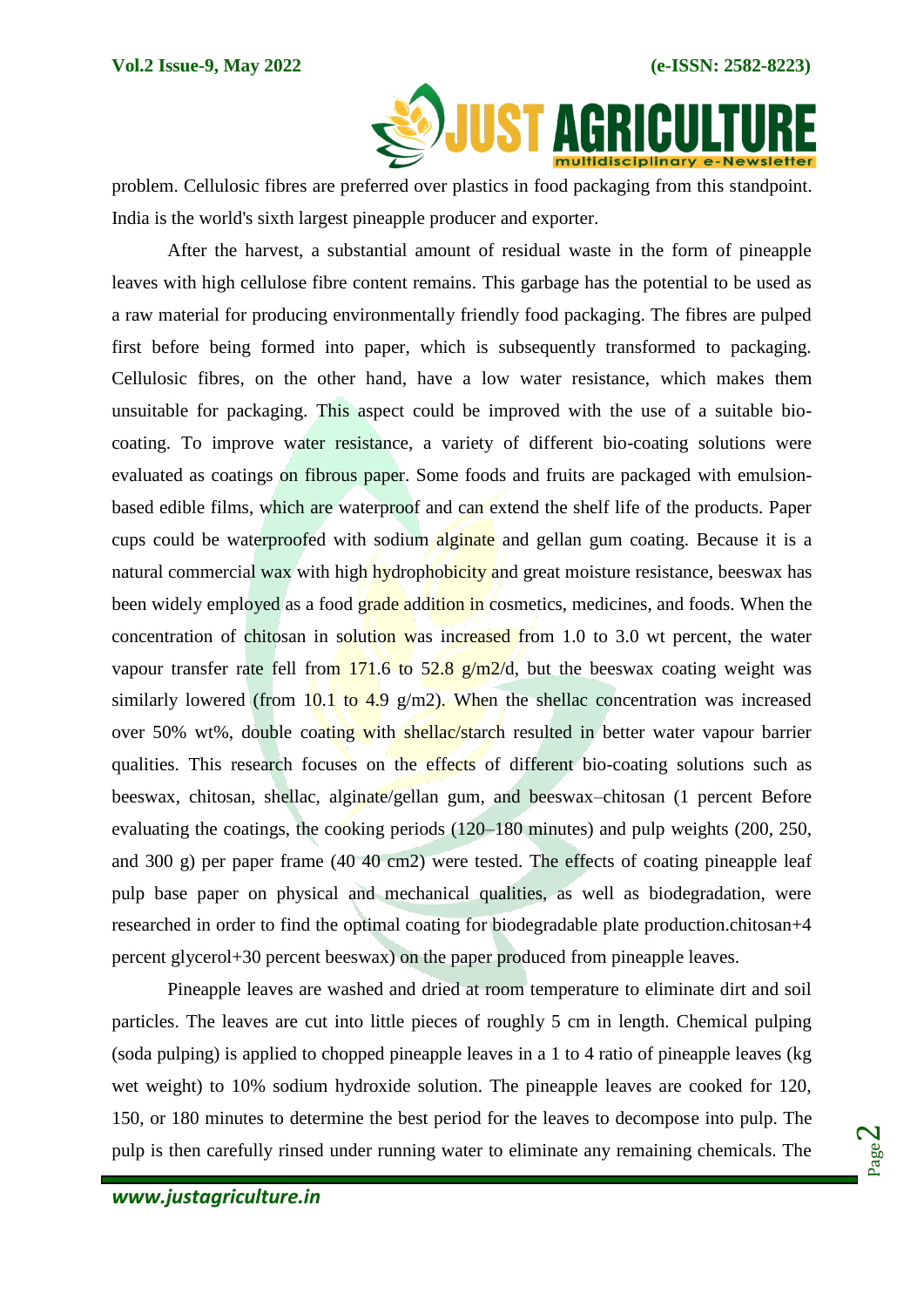problem. Cellulosic fibres are preferred over plastics in food packaging from this standpoint. India is the world's sixth largest pineapple producer and exporter.

After the harvest, a substantial amount of residual waste in the form of pineapple leaves with high cellulose fibre content remains. This garbage has the potential to be used as a raw material for producing environmentally friendly food packaging. The fibres are pulped first before being formed into paper, which is subsequently transformed to packaging. Cellulosic fibres, on the other hand, have a low water resistance, which makes them unsuitable for packaging. This aspect could be improved with the use of a suitable bio-coating. To improve water resistance, a variety of different bio-coating solutions were evaluated as coatings on fibrous paper. Some foods and fruits are packaged with emulsion-based edible films, which are waterproof and can extend the shelf life of the products. Paper cups could be waterproofed with sodium alginate and gellan gum coating. Because it is a natural commercial wax with high hydrophobicity and great moisture resistance, beeswax has been widely employed as a food grade addition in cosmetics, medicines, and foods. When the concentration of chitosan in solution was increased from 1.0 to 3.0 wt percent, the water vapour transfer rate fell from 171.6 to 52.8 g/m2/d, but the beeswax coating weight was similarly lowered (from 10.1 to 4.9 g/m2). When the shellac concentration was increased over 50% wt%, double coating with shellac/starch resulted in better water vapour barrier qualities. This research focuses on the effects of different bio-coating solutions such as beeswax, chitosan, shellac, alginate/gellan gum, and beeswax–chitosan (1 percent Before evaluating the coatings, the cooking periods (120–180 minutes) and pulp weights (200, 250, and 300 g) per paper frame (40 40 cm2) were tested. The effects of coating pineapple leaf pulp base paper on physical and mechanical qualities, as well as biodegradation, were researched in order to find the optimal coating for biodegradable plate production.chitosan+4 percent glycerol+30 percent beeswax) on the paper produced from pineapple leaves.

Pineapple leaves are washed and dried at room temperature to eliminate dirt and soil particles. The leaves are cut into little pieces of roughly 5 cm in length. Chemical pulping (soda pulping) is applied to chopped pineapple leaves in a 1 to 4 ratio of pineapple leaves (kg wet weight) to 10% sodium hydroxide solution. The pineapple leaves are cooked for 120, 150, or 180 minutes to determine the best period for the leaves to decompose into pulp. The pulp is then carefully rinsed under running water to eliminate any remaining chemicals. The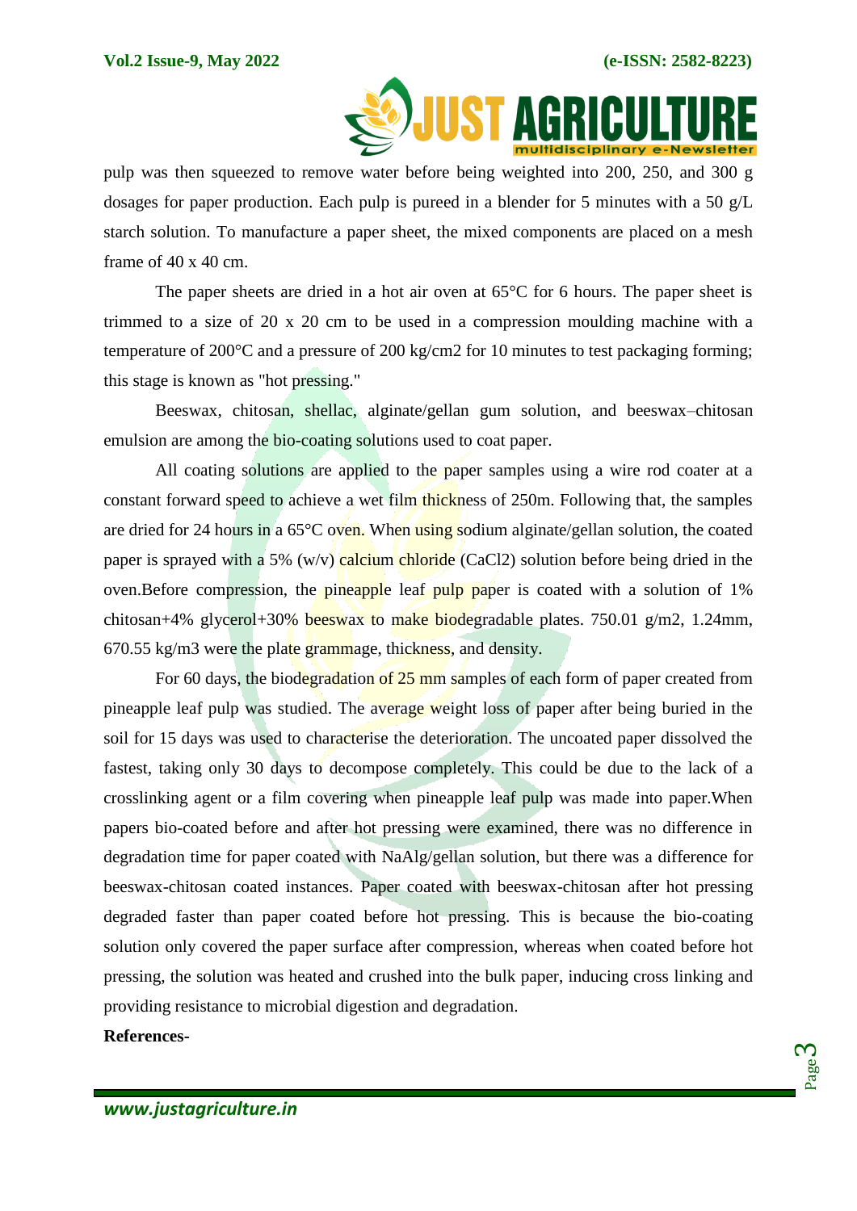pulp was then squeezed to remove water before being weighted into 200, 250, and 300 g dosages for paper production. Each pulp is pureed in a blender for 5 minutes with a 50 g/L starch solution. To manufacture a paper sheet, the mixed components are placed on a mesh frame of 40 x 40 cm.

The paper sheets are dried in a hot air oven at 65°C for 6 hours. The paper sheet is trimmed to a size of 20 x 20 cm to be used in a compression moulding machine with a temperature of 200°C and a pressure of 200 kg/cm2 for 10 minutes to test packaging forming; this stage is known as "hot pressing."

Beeswax, chitosan, shellac, alginate/gellan gum solution, and beeswax–chitosan emulsion are among the bio-coating solutions used to coat paper.

All coating solutions are applied to the paper samples using a wire rod coater at a constant forward speed to achieve a wet film thickness of 250m. Following that, the samples are dried for 24 hours in a 65°C oven. When using sodium alginate/gellan solution, the coated paper is sprayed with a 5% (w/v) calcium chloride ($CaCl_2$) solution before being dried in the oven.Before compression, the pineapple leaf pulp paper is coated with a solution of 1% chitosan+4% glycerol+30% beeswax to make biodegradable plates. 750.01 g/m2, 1.24mm, 670.55 kg/m3 were the plate grammage, thickness, and density.

For 60 days, the biodegradation of 25 mm samples of each form of paper created from pineapple leaf pulp was studied. The average weight loss of paper after being buried in the soil for 15 days was used to characterise the deterioration. The uncoated paper dissolved the fastest, taking only 30 days to decompose completely. This could be due to the lack of a crosslinking agent or a film covering when pineapple leaf pulp was made into paper.When papers bio-coated before and after hot pressing were examined, there was no difference in degradation time for paper coated with NaAlg/gellan solution, but there was a difference for beeswax-chitosan coated instances. Paper coated with beeswax-chitosan after hot pressing degraded faster than paper coated before hot pressing. This is because the bio-coating solution only covered the paper surface after compression, whereas when coated before hot pressing, the solution was heated and crushed into the bulk paper, inducing cross linking and providing resistance to microbial digestion and degradation.

**References-**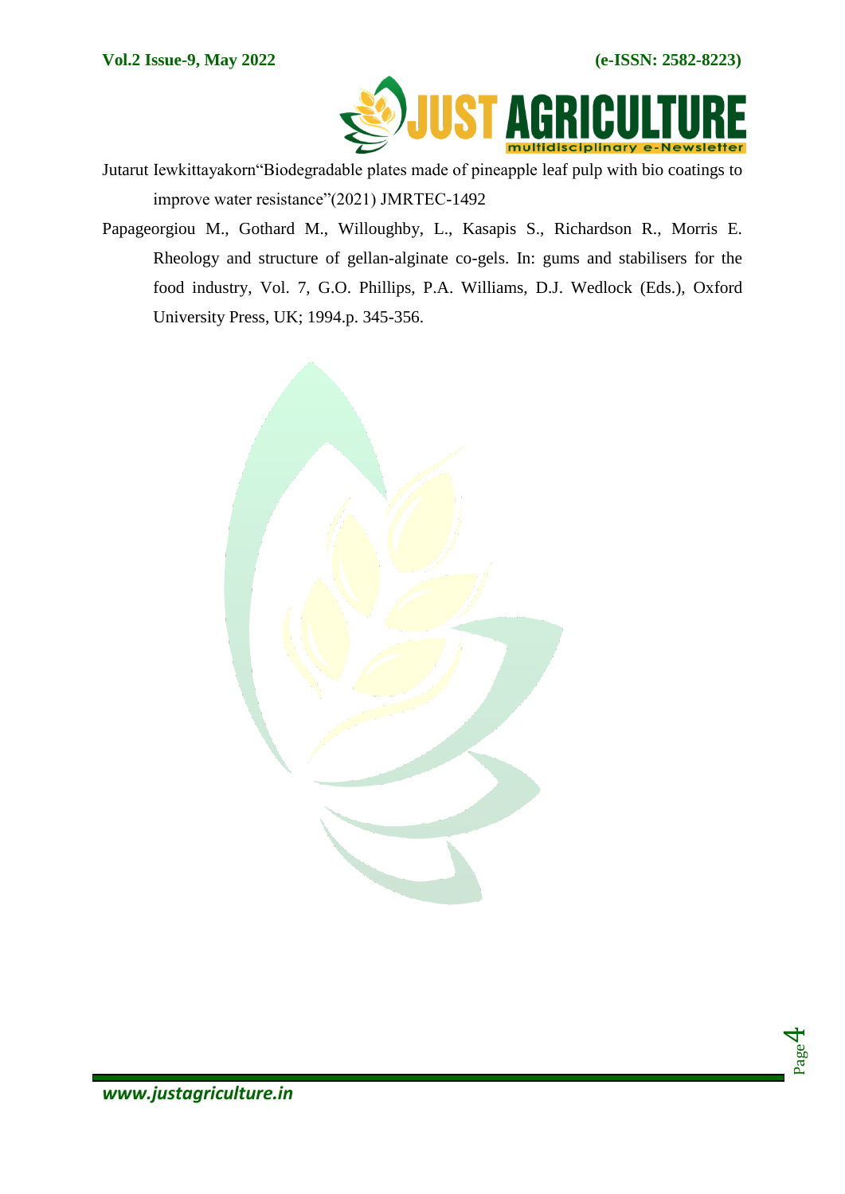Jutarut Iewkittayakorn"Biodegradable plates made of pineapple leaf pulp with bio coatings to improve water resistance"(2021) JMRTEC-1492

Papageorgiou M., Gothard M., Willoughby, L., Kasapis S., Richardson R., Morris E. Rheology and structure of gellan-alginate co-gels. In: gums and stabilisers for the food industry, Vol. 7, G.O. Phillips, P.A. Williams, D.J. Wedlock (Eds.), Oxford University Press, UK; 1994.p. 345-356.